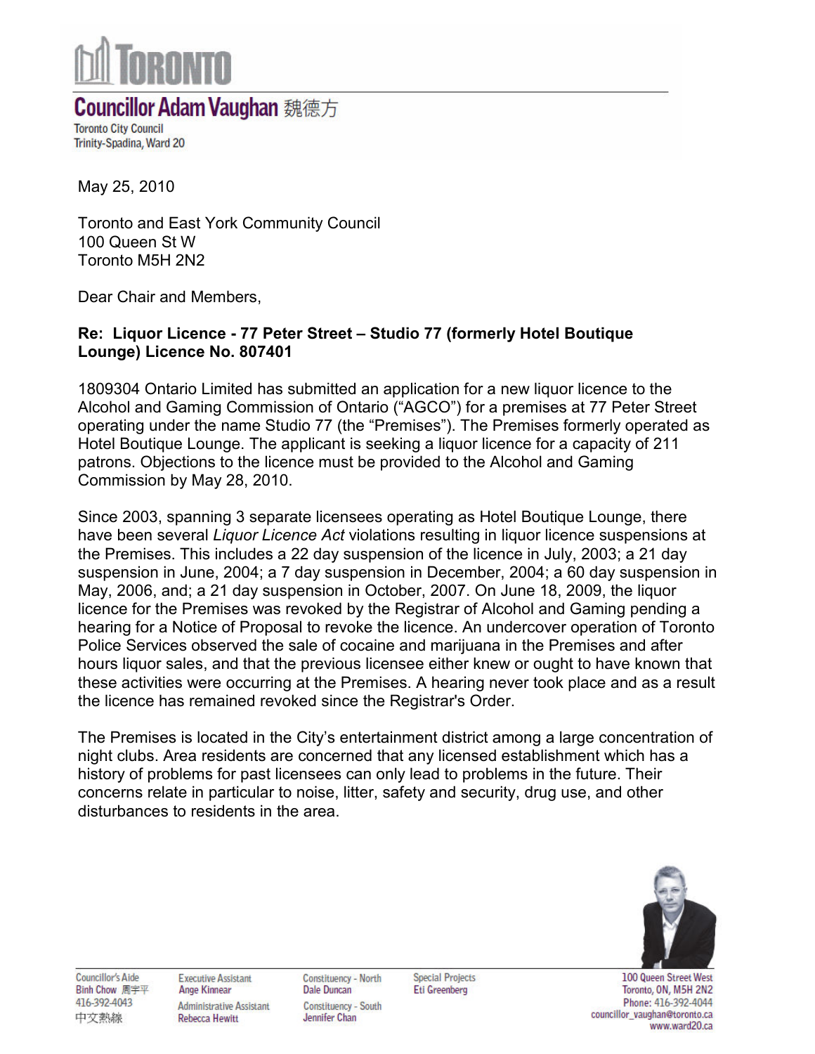# TORONTO

## Councillor Adam Vaughan 魏德方

Toronto City Council
Trinity-Spadina, Ward 20

May 25, 2010

Toronto and East York Community Council
100 Queen St W
Toronto M5H 2N2

Dear Chair and Members,

**Re: Liquor Licence - 77 Peter Street – Studio 77 (formerly Hotel Boutique Lounge) Licence No. 807401**

1809304 Ontario Limited has submitted an application for a new liquor licence to the Alcohol and Gaming Commission of Ontario ("AGCO") for a premises at 77 Peter Street operating under the name Studio 77 (the "Premises"). The Premises formerly operated as Hotel Boutique Lounge. The applicant is seeking a liquor licence for a capacity of 211 patrons. Objections to the licence must be provided to the Alcohol and Gaming Commission by May 28, 2010.

Since 2003, spanning 3 separate licensees operating as Hotel Boutique Lounge, there have been several *Liquor Licence Act* violations resulting in liquor licence suspensions at the Premises. This includes a 22 day suspension of the licence in July, 2003; a 21 day suspension in June, 2004; a 7 day suspension in December, 2004; a 60 day suspension in May, 2006, and; a 21 day suspension in October, 2007. On June 18, 2009, the liquor licence for the Premises was revoked by the Registrar of Alcohol and Gaming pending a hearing for a Notice of Proposal to revoke the licence. An undercover operation of Toronto Police Services observed the sale of cocaine and marijuana in the Premises and after hours liquor sales, and that the previous licensee either knew or ought to have known that these activities were occurring at the Premises. A hearing never took place and as a result the licence has remained revoked since the Registrar's Order.

The Premises is located in the City's entertainment district among a large concentration of night clubs. Area residents are concerned that any licensed establishment which has a history of problems for past licensees can only lead to problems in the future. Their concerns relate in particular to noise, litter, safety and security, drug use, and other disturbances to residents in the area.

Councillor's Aide
Binh Chow 周宇平
416-392-4043
中文熱線

Executive Assistant
Ange Kinnear

Administrative Assistant
Rebecca Hewitt

Constituency - North
Dale Duncan

Constituency - South
Jennifer Chan

Special Projects
Eti Greenberg

100 Queen Street West
Toronto, ON, M5H 2N2
Phone: 416-392-4044
councillor_vaughan@toronto.ca
www.ward20.ca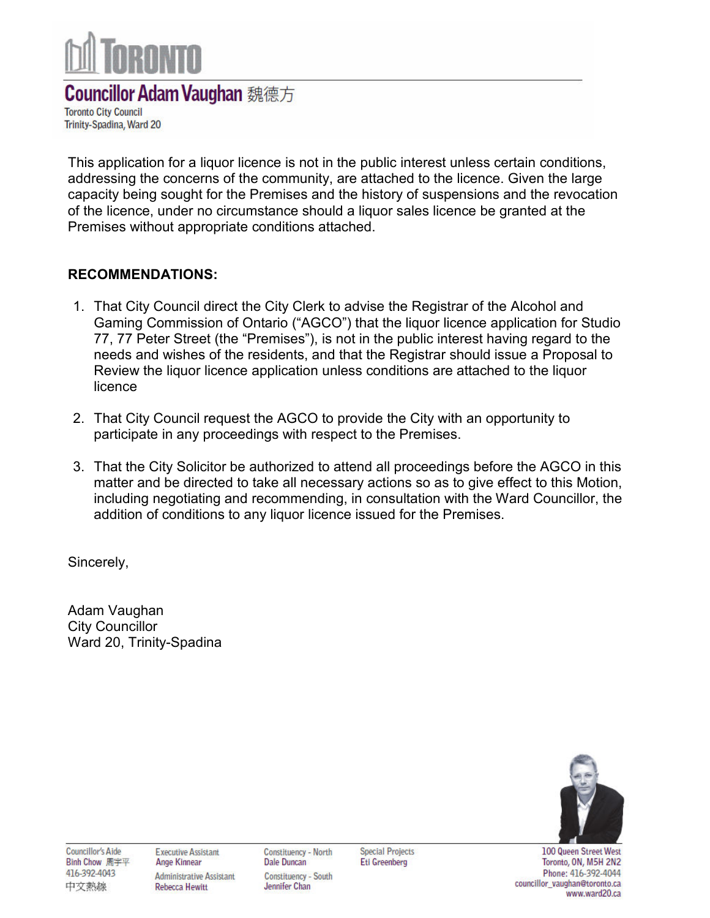# Toronto

## Councillor Adam Vaughan 魏德方

Toronto City Council
Trinity-Spadina, Ward 20

This application for a liquor licence is not in the public interest unless certain conditions, addressing the concerns of the community, are attached to the licence. Given the large capacity being sought for the Premises and the history of suspensions and the revocation of the licence, under no circumstance should a liquor sales licence be granted at the Premises without appropriate conditions attached.

**RECOMMENDATIONS:**

1. That City Council direct the City Clerk to advise the Registrar of the Alcohol and Gaming Commission of Ontario ("AGCO") that the liquor licence application for Studio 77, 77 Peter Street (the "Premises"), is not in the public interest having regard to the needs and wishes of the residents, and that the Registrar should issue a Proposal to Review the liquor licence application unless conditions are attached to the liquor licence

2. That City Council request the AGCO to provide the City with an opportunity to participate in any proceedings with respect to the Premises.

3. That the City Solicitor be authorized to attend all proceedings before the AGCO in this matter and be directed to take all necessary actions so as to give effect to this Motion, including negotiating and recommending, in consultation with the Ward Councillor, the addition of conditions to any liquor licence issued for the Premises.

Sincerely,

Adam Vaughan
City Councillor
Ward 20, Trinity-Spadina

Councillor's Aide
Binh Chow 周宇平
416-392-4043
中文熱線

Executive Assistant
Ange Kinnear

Administrative Assistant
Rebecca Hewitt

Constituency - North
Dale Duncan

Constituency - South
Jennifer Chan

Special Projects
Eti Greenberg

100 Queen Street West
Toronto, ON, M5H 2N2
Phone: 416-392-4044
councillor_vaughan@toronto.ca
www.ward20.ca